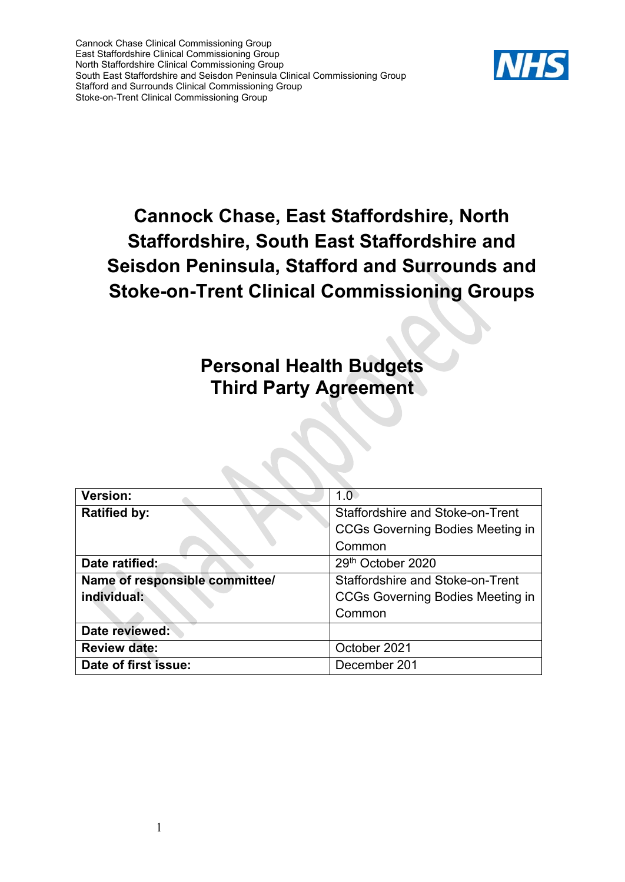Cannock Chase Clinical Commissioning Group
East Staffordshire Clinical Commissioning Group
North Staffordshire Clinical Commissioning Group
South East Staffordshire and Seisdon Peninsula Clinical Commissioning Group
Stafford and Surrounds Clinical Commissioning Group
Stoke-on-Trent Clinical Commissioning Group

NHS

# Cannock Chase, East Staffordshire, North Staffordshire, South East Staffordshire and Seisdon Peninsula, Stafford and Surrounds and Stoke-on-Trent Clinical Commissioning Groups

## Personal Health Budgets Third Party Agreement

| | |
|---|---|
| **Version:** | 1.0 |
| **Ratified by:** | Staffordshire and Stoke-on-Trent CCGs Governing Bodies Meeting in Common |
| **Date ratified:** | 29th October 2020 |
| **Name of responsible committee/ individual:** | Staffordshire and Stoke-on-Trent CCGs Governing Bodies Meeting in Common |
| **Date reviewed:** | |
| **Review date:** | October 2021 |
| **Date of first issue:** | December 201 |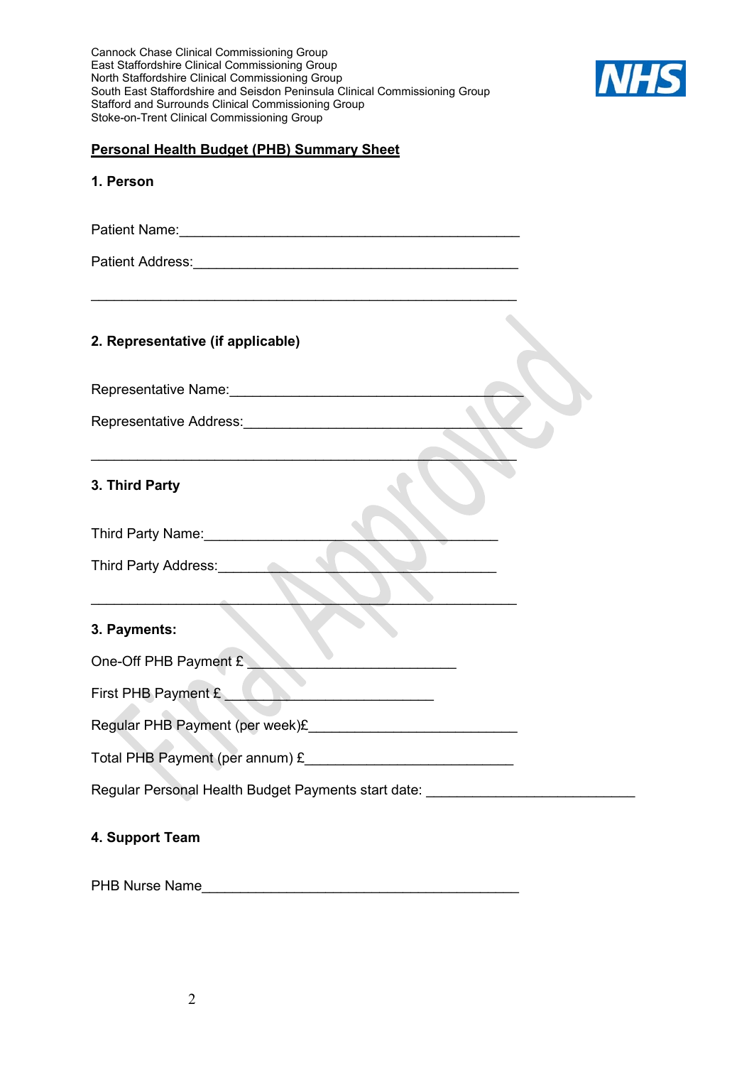Cannock Chase Clinical Commissioning Group
East Staffordshire Clinical Commissioning Group
North Staffordshire Clinical Commissioning Group
South East Staffordshire and Seisdon Peninsula Clinical Commissioning Group
Stafford and Surrounds Clinical Commissioning Group
Stoke-on-Trent Clinical Commissioning Group

NHS

**Personal Health Budget (PHB) Summary Sheet**

**1. Person**

Patient Name:_____________________________________________

Patient Address:___________________________________________

________________________________________________________

**2. Representative (if applicable)**

Representative Name:_____________________________________

Representative Address:___________________________________

________________________________________________________

**3. Third Party**

Third Party Name:_____________________________________

Third Party Address:____________________________________

________________________________________________________

**3. Payments:**

One-Off PHB Payment £ ___________________________

First PHB Payment £ ___________________________

Regular PHB Payment (per week)£___________________________

Total PHB Payment (per annum) £___________________________

Regular Personal Health Budget Payments start date: ___________________________

**4. Support Team**

PHB Nurse Name_________________________________________

Final Approved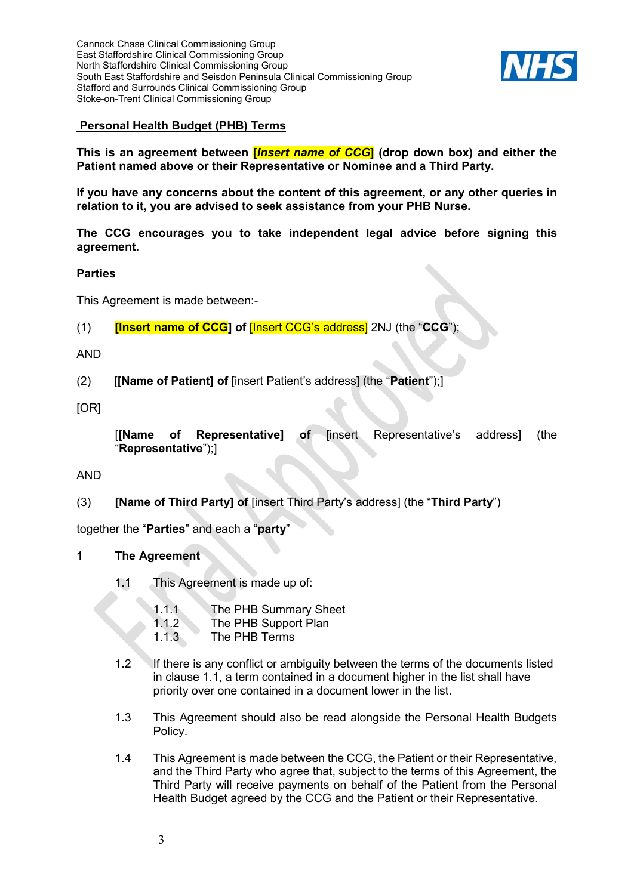Cannock Chase Clinical Commissioning Group
East Staffordshire Clinical Commissioning Group
North Staffordshire Clinical Commissioning Group
South East Staffordshire and Seisdon Peninsula Clinical Commissioning Group
Stafford and Surrounds Clinical Commissioning Group
Stoke-on-Trent Clinical Commissioning Group

## Personal Health Budget (PHB) Terms

**This is an agreement between *[Insert name of CCG]* (drop down box) and either the Patient named above or their Representative or Nominee and a Third Party.**

**If you have any concerns about the content of this agreement, or any other queries in relation to it, you are advised to seek assistance from your PHB Nurse.**

**The CCG encourages you to take independent legal advice before signing this agreement.**

**Parties**

This Agreement is made between:-

(1) **[Insert name of CCG] of** [Insert CCG's address] 2NJ (the "**CCG**");

AND

(2) [**[Name of Patient] of** [insert Patient's address] (the "**Patient**");]

[OR]

[**[Name of Representative] of** [insert Representative's address] (the "**Representative**");]

AND

(3) **[Name of Third Party] of** [insert Third Party's address] (the "**Third Party**")

together the "**Parties**" and each a "**party**"

## 1 The Agreement

1.1 This Agreement is made up of:

- 1.1.1 The PHB Summary Sheet
- 1.1.2 The PHB Support Plan
- 1.1.3 The PHB Terms

1.2 If there is any conflict or ambiguity between the terms of the documents listed in clause 1.1, a term contained in a document higher in the list shall have priority over one contained in a document lower in the list.

1.3 This Agreement should also be read alongside the Personal Health Budgets Policy.

1.4 This Agreement is made between the CCG, the Patient or their Representative, and the Third Party who agree that, subject to the terms of this Agreement, the Third Party will receive payments on behalf of the Patient from the Personal Health Budget agreed by the CCG and the Patient or their Representative.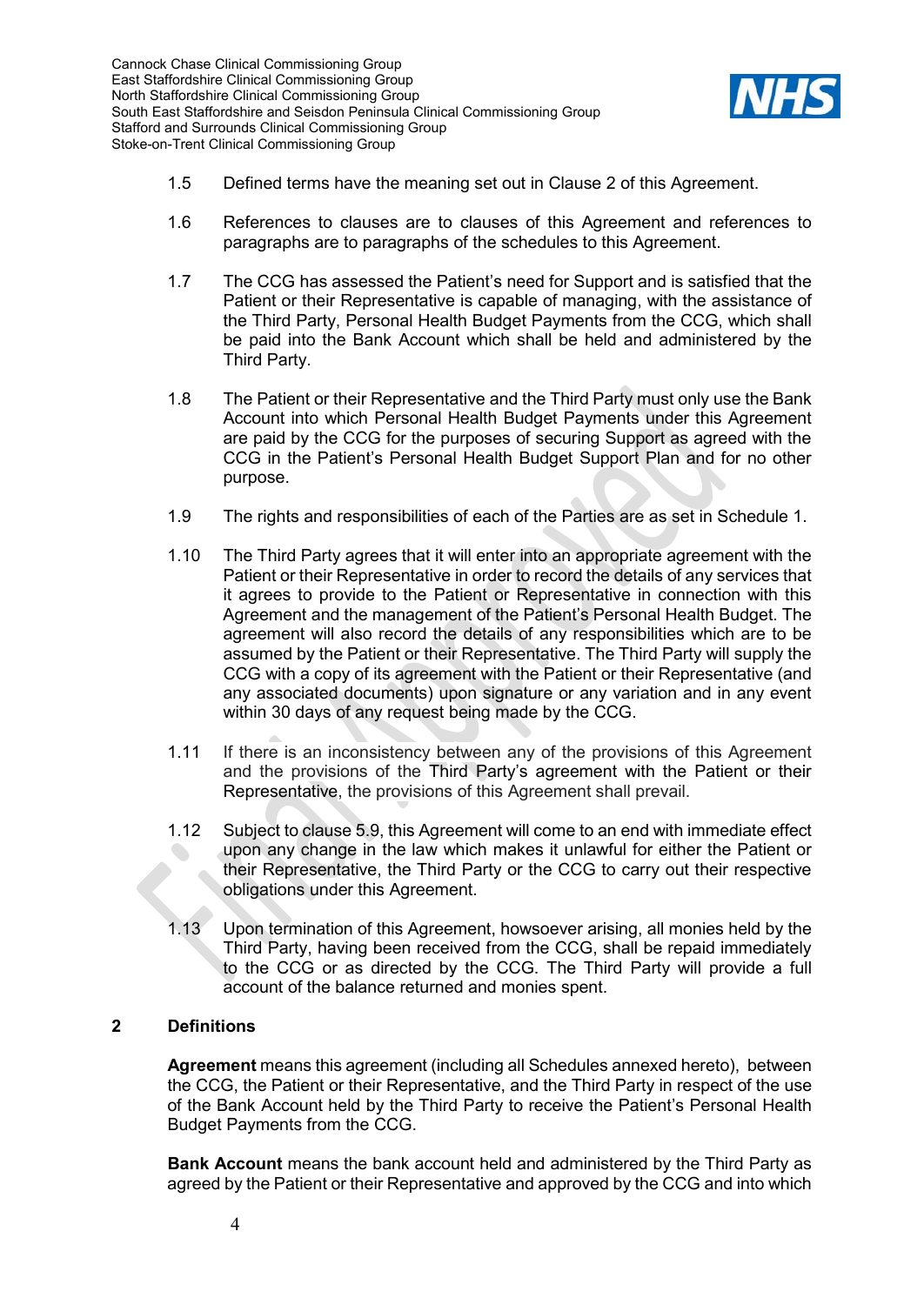1.5 Defined terms have the meaning set out in Clause 2 of this Agreement.

1.6 References to clauses are to clauses of this Agreement and references to paragraphs are to paragraphs of the schedules to this Agreement.

1.7 The CCG has assessed the Patient's need for Support and is satisfied that the Patient or their Representative is capable of managing, with the assistance of the Third Party, Personal Health Budget Payments from the CCG, which shall be paid into the Bank Account which shall be held and administered by the Third Party.

1.8 The Patient or their Representative and the Third Party must only use the Bank Account into which Personal Health Budget Payments under this Agreement are paid by the CCG for the purposes of securing Support as agreed with the CCG in the Patient's Personal Health Budget Support Plan and for no other purpose.

1.9 The rights and responsibilities of each of the Parties are as set in Schedule 1.

1.10 The Third Party agrees that it will enter into an appropriate agreement with the Patient or their Representative in order to record the details of any services that it agrees to provide to the Patient or Representative in connection with this Agreement and the management of the Patient's Personal Health Budget. The agreement will also record the details of any responsibilities which are to be assumed by the Patient or their Representative. The Third Party will supply the CCG with a copy of its agreement with the Patient or their Representative (and any associated documents) upon signature or any variation and in any event within 30 days of any request being made by the CCG.

1.11 If there is an inconsistency between any of the provisions of this Agreement and the provisions of the Third Party's agreement with the Patient or their Representative, the provisions of this Agreement shall prevail.

1.12 Subject to clause 5.9, this Agreement will come to an end with immediate effect upon any change in the law which makes it unlawful for either the Patient or their Representative, the Third Party or the CCG to carry out their respective obligations under this Agreement.

1.13 Upon termination of this Agreement, howsoever arising, all monies held by the Third Party, having been received from the CCG, shall be repaid immediately to the CCG or as directed by the CCG. The Third Party will provide a full account of the balance returned and monies spent.

## 2 Definitions

**Agreement** means this agreement (including all Schedules annexed hereto), between the CCG, the Patient or their Representative, and the Third Party in respect of the use of the Bank Account held by the Third Party to receive the Patient's Personal Health Budget Payments from the CCG.

**Bank Account** means the bank account held and administered by the Third Party as agreed by the Patient or their Representative and approved by the CCG and into which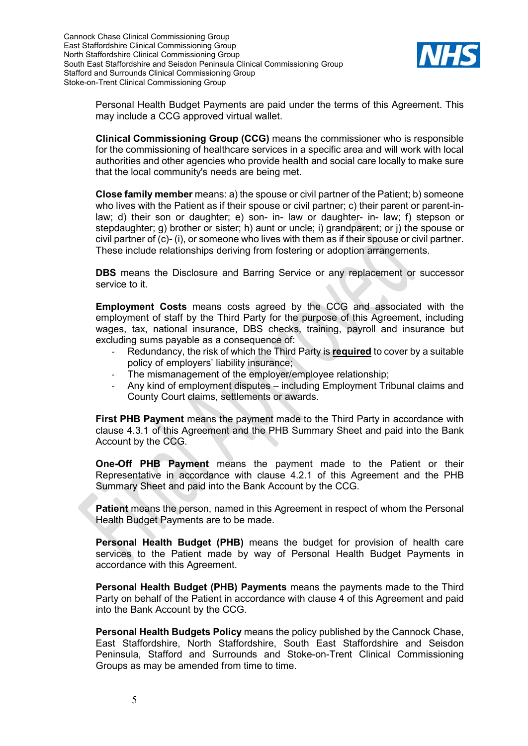Personal Health Budget Payments are paid under the terms of this Agreement. This may include a CCG approved virtual wallet.

**Clinical Commissioning Group (CCG)** means the commissioner who is responsible for the commissioning of healthcare services in a specific area and will work with local authorities and other agencies who provide health and social care locally to make sure that the local community's needs are being met.

**Close family member** means: a) the spouse or civil partner of the Patient; b) someone who lives with the Patient as if their spouse or civil partner; c) their parent or parent-in-law; d) their son or daughter; e) son- in- law or daughter- in- law; f) stepson or stepdaughter; g) brother or sister; h) aunt or uncle; i) grandparent; or j) the spouse or civil partner of (c)- (i), or someone who lives with them as if their spouse or civil partner. These include relationships deriving from fostering or adoption arrangements.

**DBS** means the Disclosure and Barring Service or any replacement or successor service to it.

**Employment Costs** means costs agreed by the CCG and associated with the employment of staff by the Third Party for the purpose of this Agreement, including wages, tax, national insurance, DBS checks, training, payroll and insurance but excluding sums payable as a consequence of:

- Redundancy, the risk of which the Third Party is **required** to cover by a suitable policy of employers' liability insurance;
- The mismanagement of the employer/employee relationship;
- Any kind of employment disputes – including Employment Tribunal claims and County Court claims, settlements or awards.

**First PHB Payment** means the payment made to the Third Party in accordance with clause 4.3.1 of this Agreement and the PHB Summary Sheet and paid into the Bank Account by the CCG.

**One-Off PHB Payment** means the payment made to the Patient or their Representative in accordance with clause 4.2.1 of this Agreement and the PHB Summary Sheet and paid into the Bank Account by the CCG.

**Patient** means the person, named in this Agreement in respect of whom the Personal Health Budget Payments are to be made.

**Personal Health Budget (PHB)** means the budget for provision of health care services to the Patient made by way of Personal Health Budget Payments in accordance with this Agreement.

**Personal Health Budget (PHB) Payments** means the payments made to the Third Party on behalf of the Patient in accordance with clause 4 of this Agreement and paid into the Bank Account by the CCG.

**Personal Health Budgets Policy** means the policy published by the Cannock Chase, East Staffordshire, North Staffordshire, South East Staffordshire and Seisdon Peninsula, Stafford and Surrounds and Stoke-on-Trent Clinical Commissioning Groups as may be amended from time to time.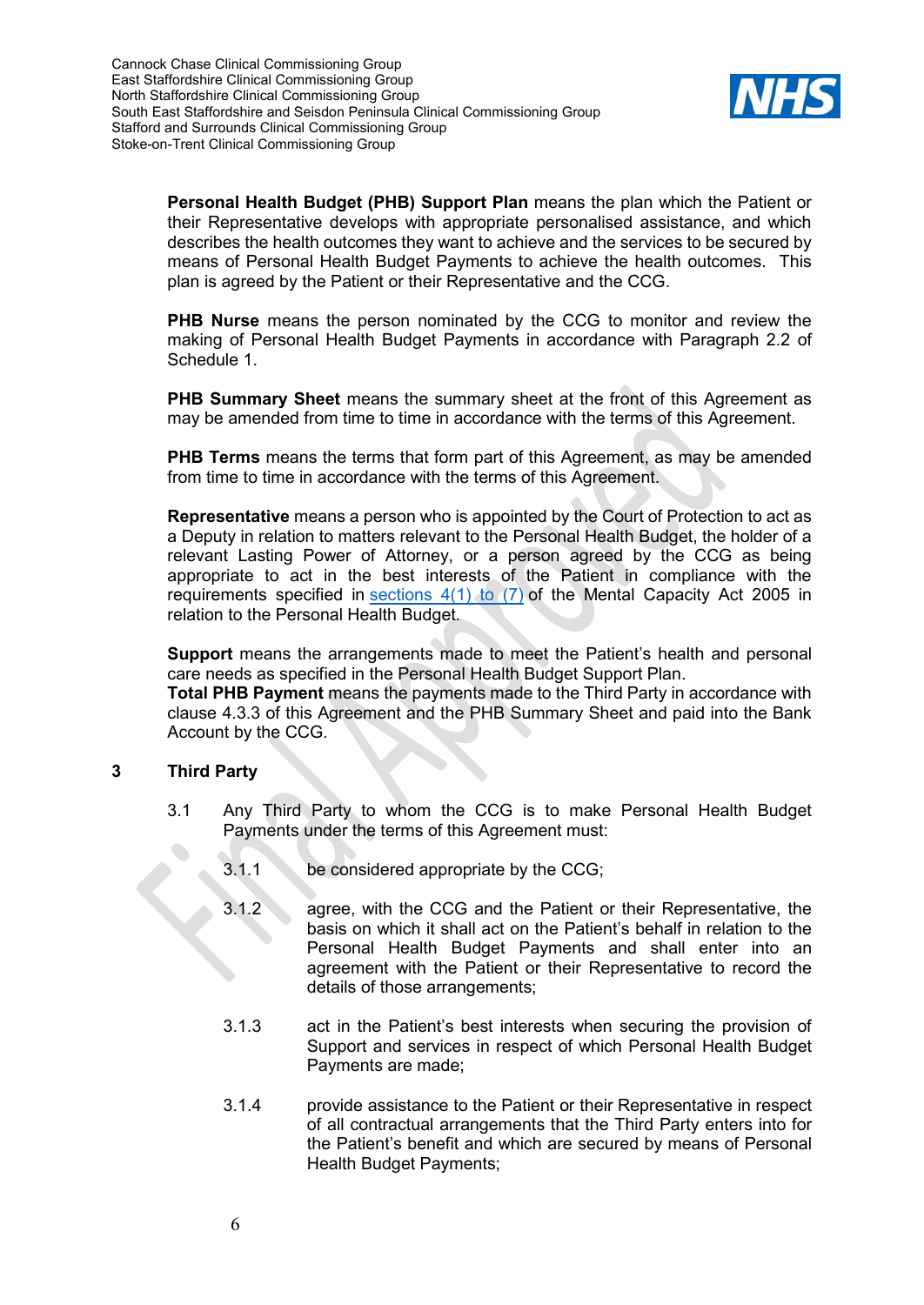**Personal Health Budget (PHB) Support Plan** means the plan which the Patient or their Representative develops with appropriate personalised assistance, and which describes the health outcomes they want to achieve and the services to be secured by means of Personal Health Budget Payments to achieve the health outcomes. This plan is agreed by the Patient or their Representative and the CCG.

**PHB Nurse** means the person nominated by the CCG to monitor and review the making of Personal Health Budget Payments in accordance with Paragraph 2.2 of Schedule 1.

**PHB Summary Sheet** means the summary sheet at the front of this Agreement as may be amended from time to time in accordance with the terms of this Agreement.

**PHB Terms** means the terms that form part of this Agreement, as may be amended from time to time in accordance with the terms of this Agreement.

**Representative** means a person who is appointed by the Court of Protection to act as a Deputy in relation to matters relevant to the Personal Health Budget, the holder of a relevant Lasting Power of Attorney, or a person agreed by the CCG as being appropriate to act in the best interests of the Patient in compliance with the requirements specified in sections 4(1) to (7) of the Mental Capacity Act 2005 in relation to the Personal Health Budget.

**Support** means the arrangements made to meet the Patient's health and personal care needs as specified in the Personal Health Budget Support Plan.
**Total PHB Payment** means the payments made to the Third Party in accordance with clause 4.3.3 of this Agreement and the PHB Summary Sheet and paid into the Bank Account by the CCG.

## 3 Third Party

3.1 Any Third Party to whom the CCG is to make Personal Health Budget Payments under the terms of this Agreement must:

3.1.1 be considered appropriate by the CCG;

3.1.2 agree, with the CCG and the Patient or their Representative, the basis on which it shall act on the Patient's behalf in relation to the Personal Health Budget Payments and shall enter into an agreement with the Patient or their Representative to record the details of those arrangements;

3.1.3 act in the Patient's best interests when securing the provision of Support and services in respect of which Personal Health Budget Payments are made;

3.1.4 provide assistance to the Patient or their Representative in respect of all contractual arrangements that the Third Party enters into for the Patient's benefit and which are secured by means of Personal Health Budget Payments;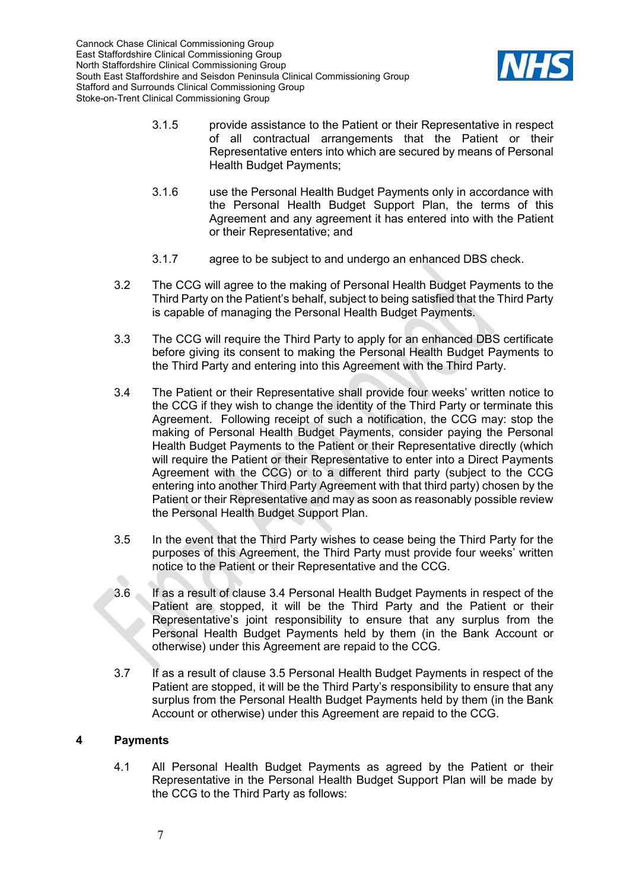3.1.5 provide assistance to the Patient or their Representative in respect of all contractual arrangements that the Patient or their Representative enters into which are secured by means of Personal Health Budget Payments;

3.1.6 use the Personal Health Budget Payments only in accordance with the Personal Health Budget Support Plan, the terms of this Agreement and any agreement it has entered into with the Patient or their Representative; and

3.1.7 agree to be subject to and undergo an enhanced DBS check.

3.2 The CCG will agree to the making of Personal Health Budget Payments to the Third Party on the Patient's behalf, subject to being satisfied that the Third Party is capable of managing the Personal Health Budget Payments.

3.3 The CCG will require the Third Party to apply for an enhanced DBS certificate before giving its consent to making the Personal Health Budget Payments to the Third Party and entering into this Agreement with the Third Party.

3.4 The Patient or their Representative shall provide four weeks' written notice to the CCG if they wish to change the identity of the Third Party or terminate this Agreement. Following receipt of such a notification, the CCG may: stop the making of Personal Health Budget Payments, consider paying the Personal Health Budget Payments to the Patient or their Representative directly (which will require the Patient or their Representative to enter into a Direct Payments Agreement with the CCG) or to a different third party (subject to the CCG entering into another Third Party Agreement with that third party) chosen by the Patient or their Representative and may as soon as reasonably possible review the Personal Health Budget Support Plan.

3.5 In the event that the Third Party wishes to cease being the Third Party for the purposes of this Agreement, the Third Party must provide four weeks' written notice to the Patient or their Representative and the CCG.

3.6 If as a result of clause 3.4 Personal Health Budget Payments in respect of the Patient are stopped, it will be the Third Party and the Patient or their Representative's joint responsibility to ensure that any surplus from the Personal Health Budget Payments held by them (in the Bank Account or otherwise) under this Agreement are repaid to the CCG.

3.7 If as a result of clause 3.5 Personal Health Budget Payments in respect of the Patient are stopped, it will be the Third Party's responsibility to ensure that any surplus from the Personal Health Budget Payments held by them (in the Bank Account or otherwise) under this Agreement are repaid to the CCG.

## 4 Payments

4.1 All Personal Health Budget Payments as agreed by the Patient or their Representative in the Personal Health Budget Support Plan will be made by the CCG to the Third Party as follows: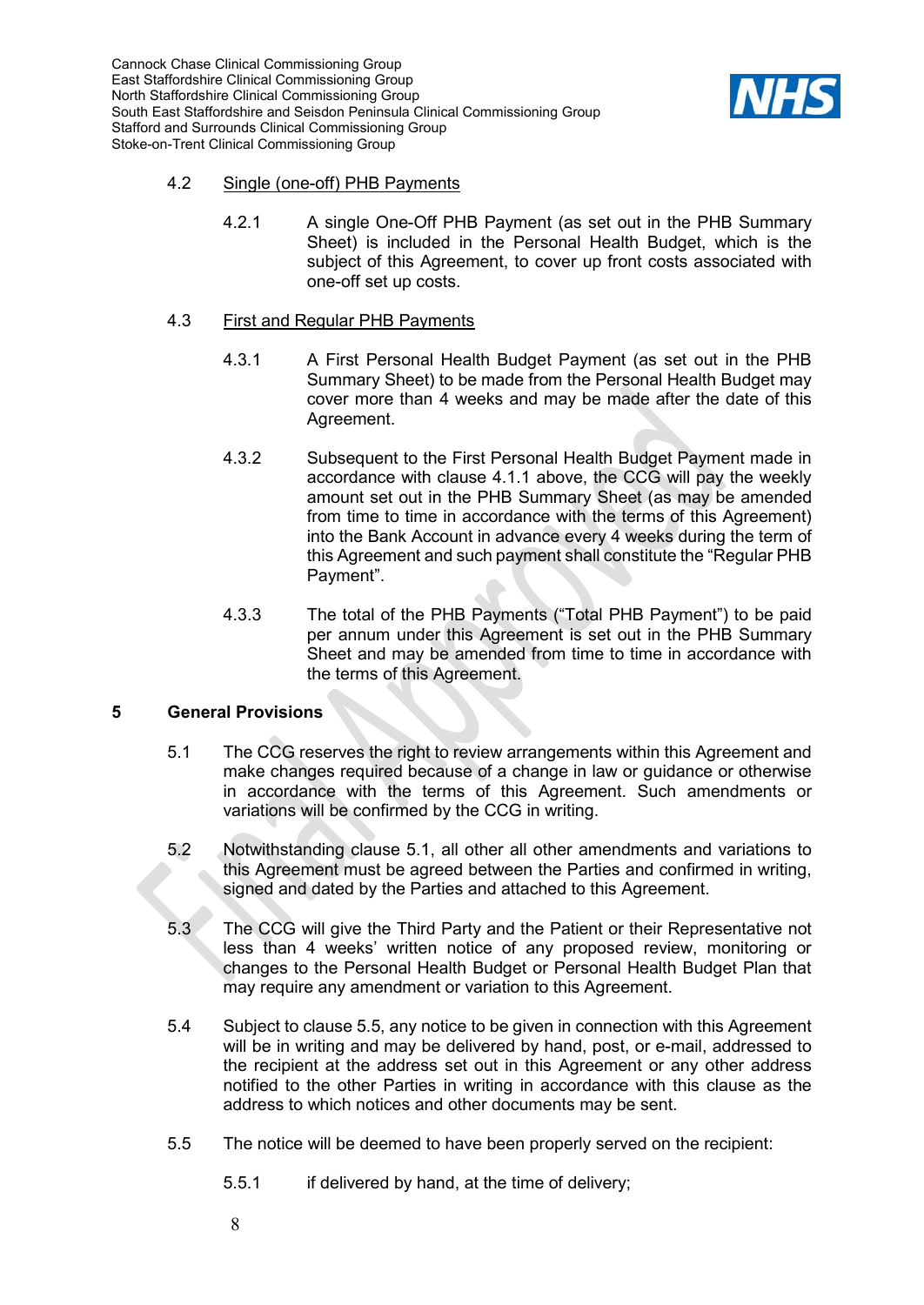### 4.2 Single (one-off) PHB Payments

4.2.1 A single One-Off PHB Payment (as set out in the PHB Summary Sheet) is included in the Personal Health Budget, which is the subject of this Agreement, to cover up front costs associated with one-off set up costs.

### 4.3 First and Regular PHB Payments

4.3.1 A First Personal Health Budget Payment (as set out in the PHB Summary Sheet) to be made from the Personal Health Budget may cover more than 4 weeks and may be made after the date of this Agreement.

4.3.2 Subsequent to the First Personal Health Budget Payment made in accordance with clause 4.1.1 above, the CCG will pay the weekly amount set out in the PHB Summary Sheet (as may be amended from time to time in accordance with the terms of this Agreement) into the Bank Account in advance every 4 weeks during the term of this Agreement and such payment shall constitute the "Regular PHB Payment".

4.3.3 The total of the PHB Payments ("Total PHB Payment") to be paid per annum under this Agreement is set out in the PHB Summary Sheet and may be amended from time to time in accordance with the terms of this Agreement.

## 5 General Provisions

5.1 The CCG reserves the right to review arrangements within this Agreement and make changes required because of a change in law or guidance or otherwise in accordance with the terms of this Agreement. Such amendments or variations will be confirmed by the CCG in writing.

5.2 Notwithstanding clause 5.1, all other all other amendments and variations to this Agreement must be agreed between the Parties and confirmed in writing, signed and dated by the Parties and attached to this Agreement.

5.3 The CCG will give the Third Party and the Patient or their Representative not less than 4 weeks' written notice of any proposed review, monitoring or changes to the Personal Health Budget or Personal Health Budget Plan that may require any amendment or variation to this Agreement.

5.4 Subject to clause 5.5, any notice to be given in connection with this Agreement will be in writing and may be delivered by hand, post, or e-mail, addressed to the recipient at the address set out in this Agreement or any other address notified to the other Parties in writing in accordance with this clause as the address to which notices and other documents may be sent.

5.5 The notice will be deemed to have been properly served on the recipient:

5.5.1 if delivered by hand, at the time of delivery;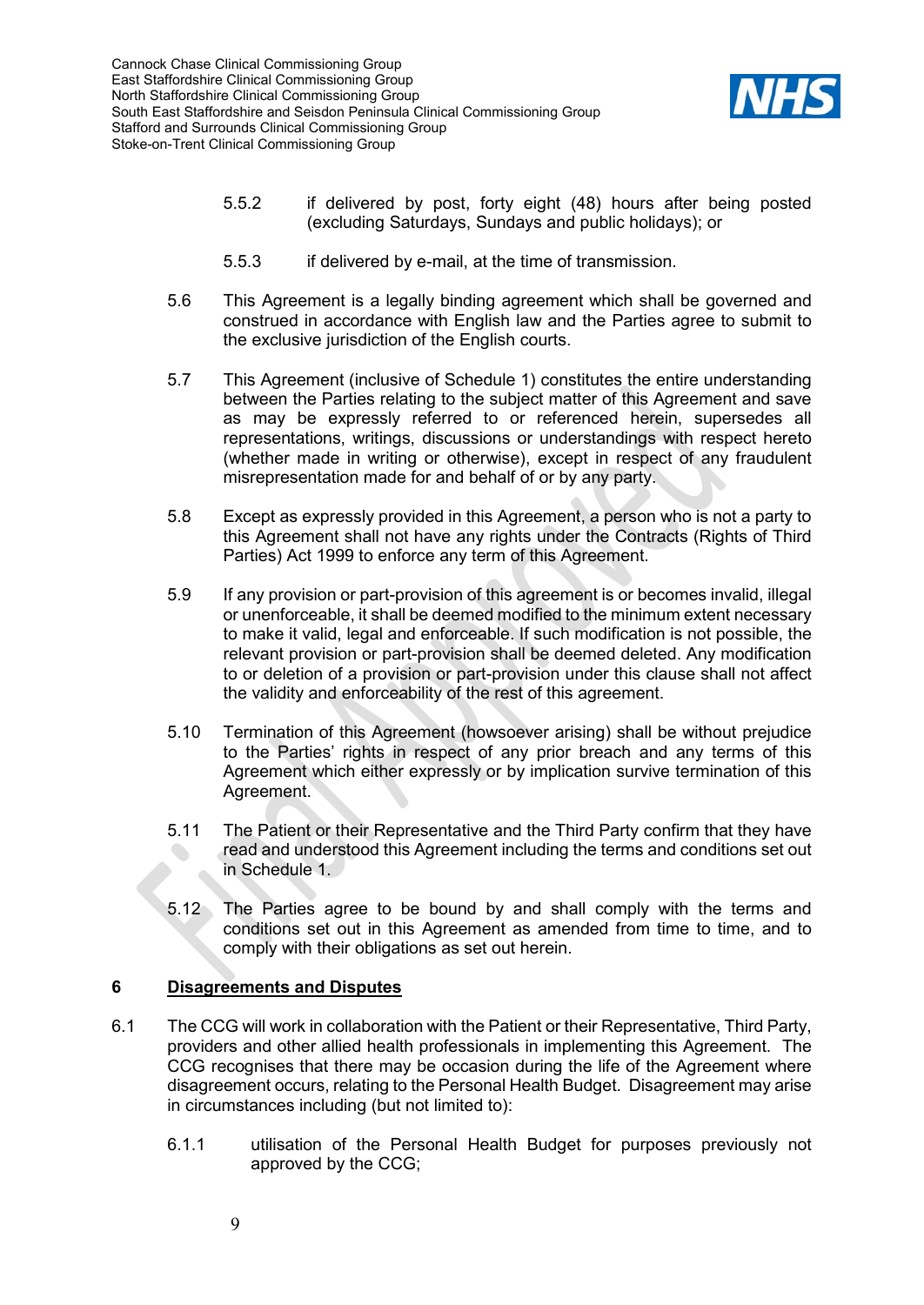5.5.2 if delivered by post, forty eight (48) hours after being posted (excluding Saturdays, Sundays and public holidays); or

5.5.3 if delivered by e-mail, at the time of transmission.

5.6 This Agreement is a legally binding agreement which shall be governed and construed in accordance with English law and the Parties agree to submit to the exclusive jurisdiction of the English courts.

5.7 This Agreement (inclusive of Schedule 1) constitutes the entire understanding between the Parties relating to the subject matter of this Agreement and save as may be expressly referred to or referenced herein, supersedes all representations, writings, discussions or understandings with respect hereto (whether made in writing or otherwise), except in respect of any fraudulent misrepresentation made for and behalf of or by any party.

5.8 Except as expressly provided in this Agreement, a person who is not a party to this Agreement shall not have any rights under the Contracts (Rights of Third Parties) Act 1999 to enforce any term of this Agreement.

5.9 If any provision or part-provision of this agreement is or becomes invalid, illegal or unenforceable, it shall be deemed modified to the minimum extent necessary to make it valid, legal and enforceable. If such modification is not possible, the relevant provision or part-provision shall be deemed deleted. Any modification to or deletion of a provision or part-provision under this clause shall not affect the validity and enforceability of the rest of this agreement.

5.10 Termination of this Agreement (howsoever arising) shall be without prejudice to the Parties' rights in respect of any prior breach and any terms of this Agreement which either expressly or by implication survive termination of this Agreement.

5.11 The Patient or their Representative and the Third Party confirm that they have read and understood this Agreement including the terms and conditions set out in Schedule 1.

5.12 The Parties agree to be bound by and shall comply with the terms and conditions set out in this Agreement as amended from time to time, and to comply with their obligations as set out herein.

## 6 <u>Disagreements and Disputes</u>

6.1 The CCG will work in collaboration with the Patient or their Representative, Third Party, providers and other allied health professionals in implementing this Agreement. The CCG recognises that there may be occasion during the life of the Agreement where disagreement occurs, relating to the Personal Health Budget. Disagreement may arise in circumstances including (but not limited to):

6.1.1 utilisation of the Personal Health Budget for purposes previously not approved by the CCG;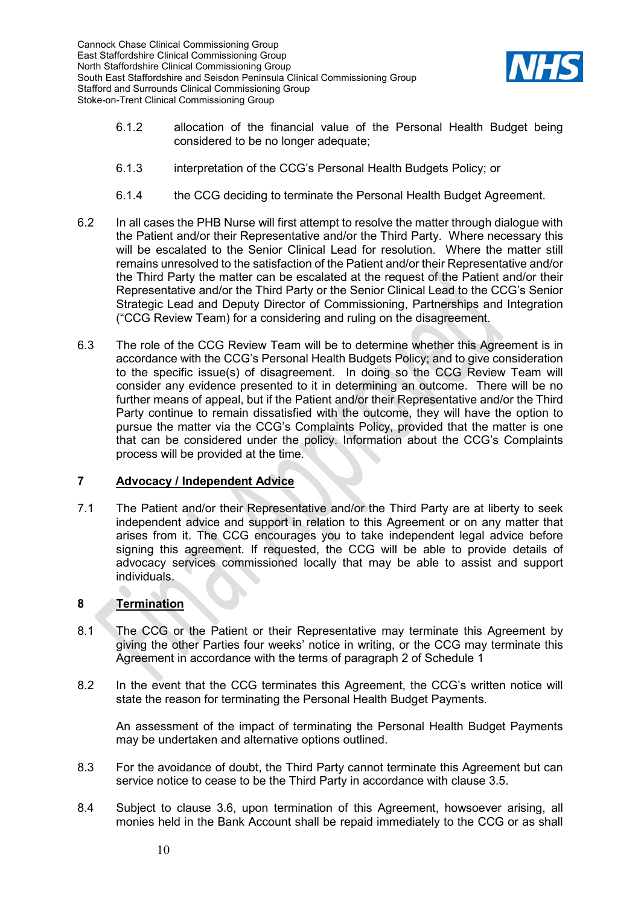6.1.2 allocation of the financial value of the Personal Health Budget being considered to be no longer adequate;

6.1.3 interpretation of the CCG's Personal Health Budgets Policy; or

6.1.4 the CCG deciding to terminate the Personal Health Budget Agreement.

6.2 In all cases the PHB Nurse will first attempt to resolve the matter through dialogue with the Patient and/or their Representative and/or the Third Party. Where necessary this will be escalated to the Senior Clinical Lead for resolution. Where the matter still remains unresolved to the satisfaction of the Patient and/or their Representative and/or the Third Party the matter can be escalated at the request of the Patient and/or their Representative and/or the Third Party or the Senior Clinical Lead to the CCG's Senior Strategic Lead and Deputy Director of Commissioning, Partnerships and Integration ("CCG Review Team) for a considering and ruling on the disagreement.

6.3 The role of the CCG Review Team will be to determine whether this Agreement is in accordance with the CCG's Personal Health Budgets Policy; and to give consideration to the specific issue(s) of disagreement. In doing so the CCG Review Team will consider any evidence presented to it in determining an outcome. There will be no further means of appeal, but if the Patient and/or their Representative and/or the Third Party continue to remain dissatisfied with the outcome, they will have the option to pursue the matter via the CCG's Complaints Policy, provided that the matter is one that can be considered under the policy. Information about the CCG's Complaints process will be provided at the time.

## 7 Advocacy / Independent Advice

7.1 The Patient and/or their Representative and/or the Third Party are at liberty to seek independent advice and support in relation to this Agreement or on any matter that arises from it. The CCG encourages you to take independent legal advice before signing this agreement. If requested, the CCG will be able to provide details of advocacy services commissioned locally that may be able to assist and support individuals.

## 8 Termination

8.1 The CCG or the Patient or their Representative may terminate this Agreement by giving the other Parties four weeks' notice in writing, or the CCG may terminate this Agreement in accordance with the terms of paragraph 2 of Schedule 1

8.2 In the event that the CCG terminates this Agreement, the CCG's written notice will state the reason for terminating the Personal Health Budget Payments.

An assessment of the impact of terminating the Personal Health Budget Payments may be undertaken and alternative options outlined.

8.3 For the avoidance of doubt, the Third Party cannot terminate this Agreement but can service notice to cease to be the Third Party in accordance with clause 3.5.

8.4 Subject to clause 3.6, upon termination of this Agreement, howsoever arising, all monies held in the Bank Account shall be repaid immediately to the CCG or as shall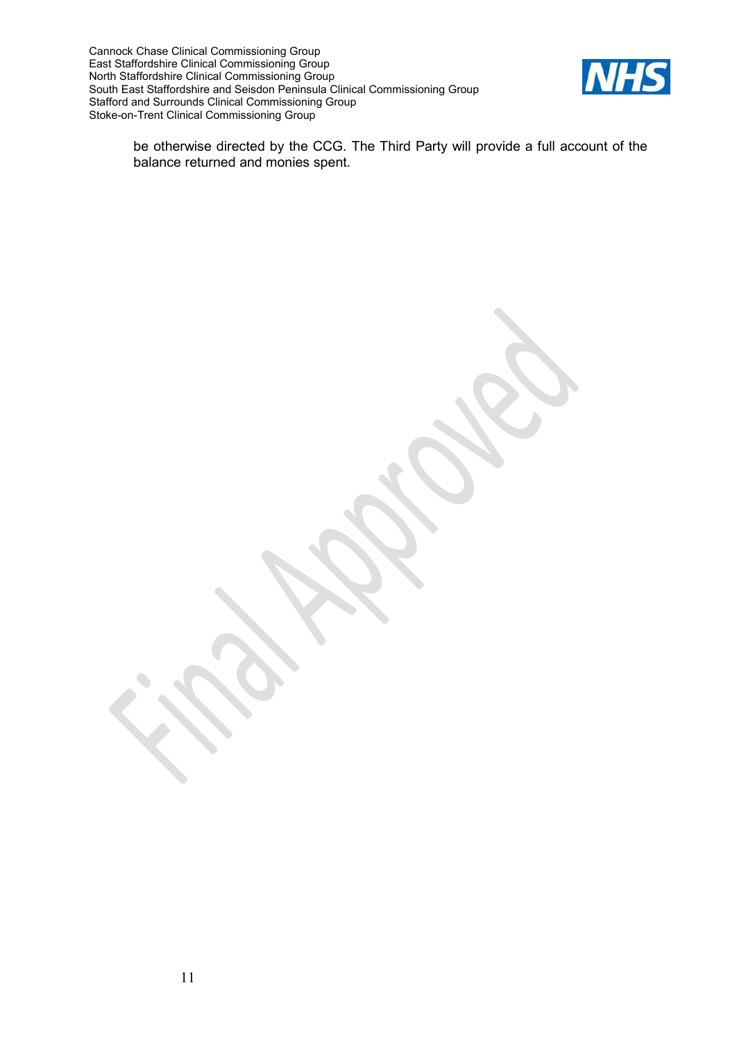be otherwise directed by the CCG. The Third Party will provide a full account of the balance returned and monies spent.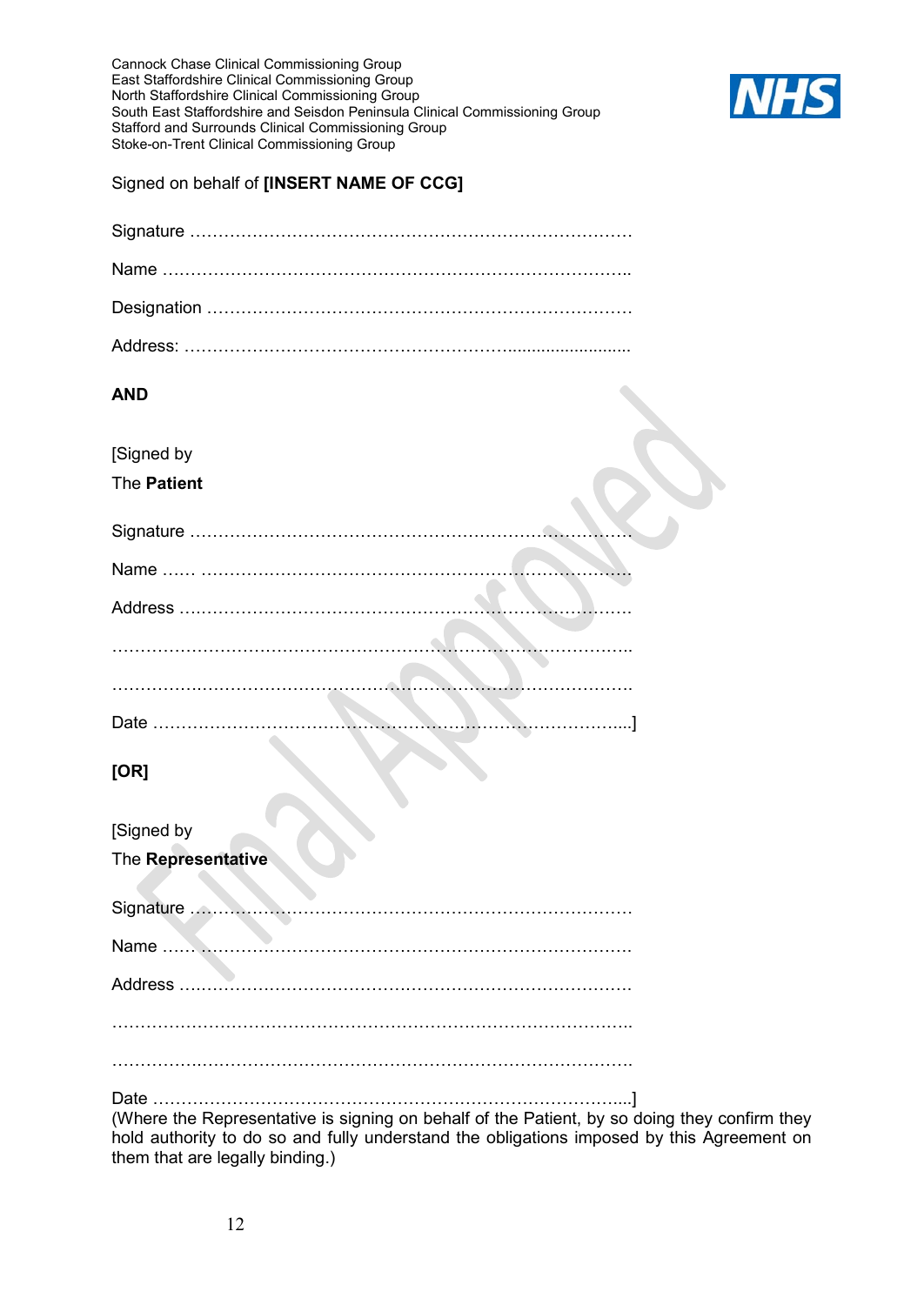Cannock Chase Clinical Commissioning Group
East Staffordshire Clinical Commissioning Group
North Staffordshire Clinical Commissioning Group
South East Staffordshire and Seisdon Peninsula Clinical Commissioning Group
Stafford and Surrounds Clinical Commissioning Group
Stoke-on-Trent Clinical Commissioning Group

Signed on behalf of **[INSERT NAME OF CCG]**

Signature ……………………………………………………………………

Name ……………………………………………………………………..

Designation ………………………………………………………………

Address: ……………………………………………………………………

**AND**

[Signed by

The **Patient**

Signature ……………………………………………………………………

Name …… …………………………………………………………………

Address ……………………………………………………………………

……………………………………………………………………………..

……………………………………………………………………………..

Date ………………………………………………………………………...]

**[OR]**

[Signed by

The **Representative**

Signature ……………………………………………………………………

Name ……………………………………………………………………….

Address ……………………………………………………………………

……………………………………………………………………………..

……………………………………………………………………………..

Date ………………………………………………………………………...]

(Where the Representative is signing on behalf of the Patient, by so doing they confirm they hold authority to do so and fully understand the obligations imposed by this Agreement on them that are legally binding.)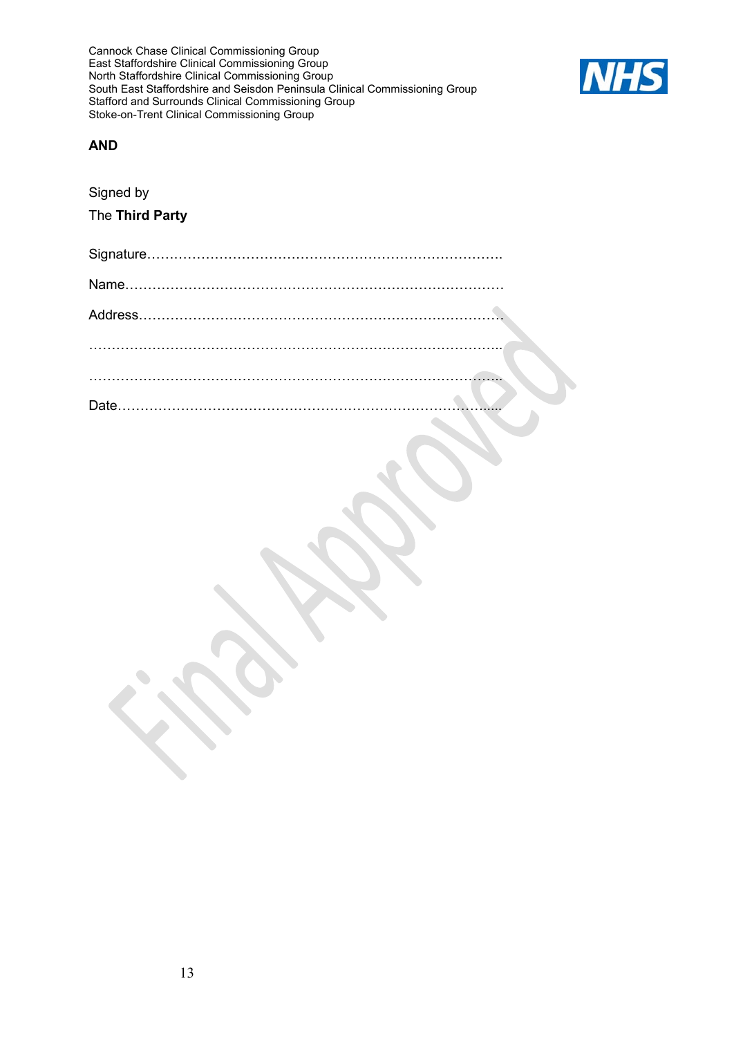Cannock Chase Clinical Commissioning Group
East Staffordshire Clinical Commissioning Group
North Staffordshire Clinical Commissioning Group
South East Staffordshire and Seisdon Peninsula Clinical Commissioning Group
Stafford and Surrounds Clinical Commissioning Group
Stoke-on-Trent Clinical Commissioning Group

**AND**

Signed by

The **Third Party**

Signature…………………………………………………………………….

Name…………………………………………………………………………

Address………………………………………………………………………

……………………………………………………………………………….

……………………………………………………………………………….

Date………………………………………………………………………….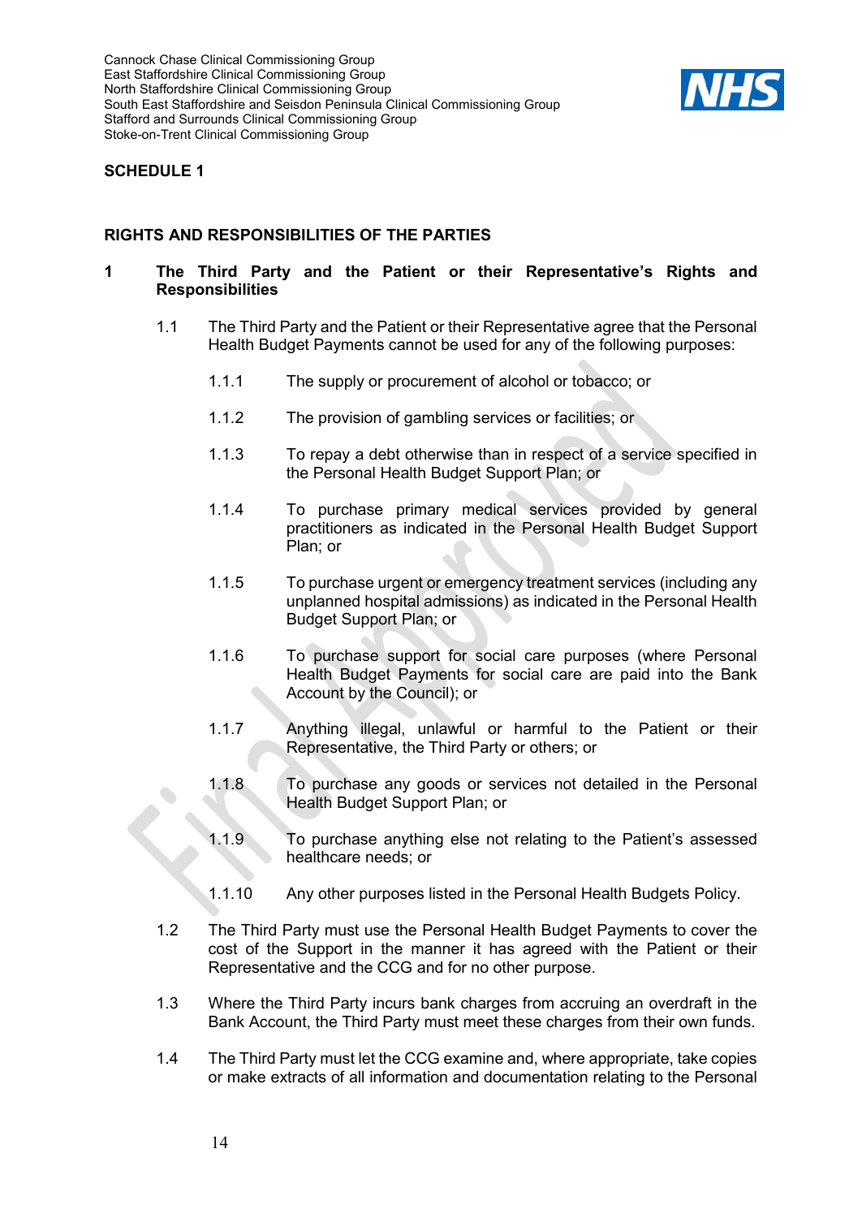## SCHEDULE 1

## RIGHTS AND RESPONSIBILITIES OF THE PARTIES

### 1 The Third Party and the Patient or their Representative's Rights and Responsibilities

1.1 The Third Party and the Patient or their Representative agree that the Personal Health Budget Payments cannot be used for any of the following purposes:

1.1.1 The supply or procurement of alcohol or tobacco; or

1.1.2 The provision of gambling services or facilities; or

1.1.3 To repay a debt otherwise than in respect of a service specified in the Personal Health Budget Support Plan; or

1.1.4 To purchase primary medical services provided by general practitioners as indicated in the Personal Health Budget Support Plan; or

1.1.5 To purchase urgent or emergency treatment services (including any unplanned hospital admissions) as indicated in the Personal Health Budget Support Plan; or

1.1.6 To purchase support for social care purposes (where Personal Health Budget Payments for social care are paid into the Bank Account by the Council); or

1.1.7 Anything illegal, unlawful or harmful to the Patient or their Representative, the Third Party or others; or

1.1.8 To purchase any goods or services not detailed in the Personal Health Budget Support Plan; or

1.1.9 To purchase anything else not relating to the Patient's assessed healthcare needs; or

1.1.10 Any other purposes listed in the Personal Health Budgets Policy.

1.2 The Third Party must use the Personal Health Budget Payments to cover the cost of the Support in the manner it has agreed with the Patient or their Representative and the CCG and for no other purpose.

1.3 Where the Third Party incurs bank charges from accruing an overdraft in the Bank Account, the Third Party must meet these charges from their own funds.

1.4 The Third Party must let the CCG examine and, where appropriate, take copies or make extracts of all information and documentation relating to the Personal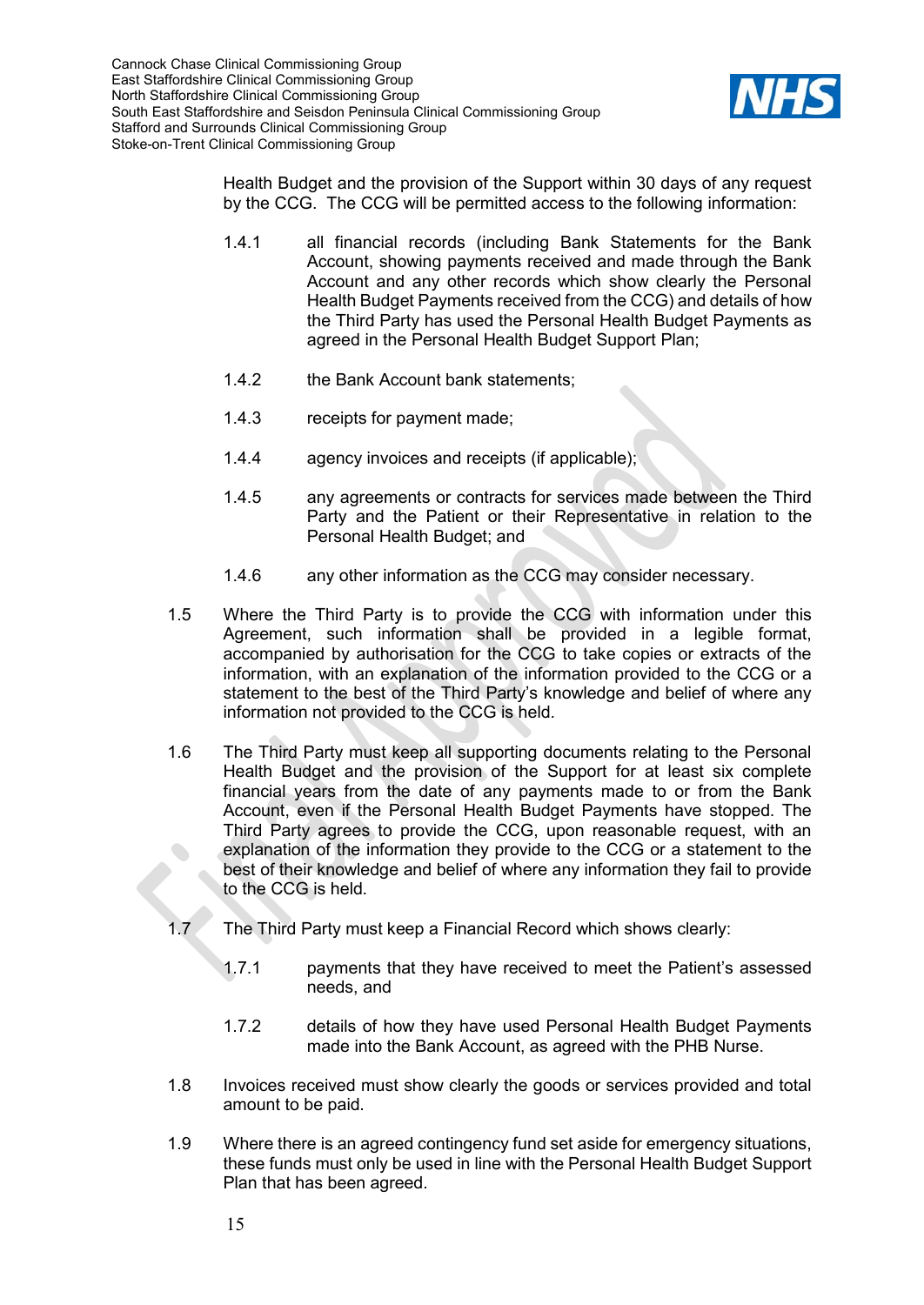Health Budget and the provision of the Support within 30 days of any request by the CCG. The CCG will be permitted access to the following information:

1.4.1 all financial records (including Bank Statements for the Bank Account, showing payments received and made through the Bank Account and any other records which show clearly the Personal Health Budget Payments received from the CCG) and details of how the Third Party has used the Personal Health Budget Payments as agreed in the Personal Health Budget Support Plan;

1.4.2 the Bank Account bank statements;

1.4.3 receipts for payment made;

1.4.4 agency invoices and receipts (if applicable);

1.4.5 any agreements or contracts for services made between the Third Party and the Patient or their Representative in relation to the Personal Health Budget; and

1.4.6 any other information as the CCG may consider necessary.

1.5 Where the Third Party is to provide the CCG with information under this Agreement, such information shall be provided in a legible format, accompanied by authorisation for the CCG to take copies or extracts of the information, with an explanation of the information provided to the CCG or a statement to the best of the Third Party's knowledge and belief of where any information not provided to the CCG is held.

1.6 The Third Party must keep all supporting documents relating to the Personal Health Budget and the provision of the Support for at least six complete financial years from the date of any payments made to or from the Bank Account, even if the Personal Health Budget Payments have stopped. The Third Party agrees to provide the CCG, upon reasonable request, with an explanation of the information they provide to the CCG or a statement to the best of their knowledge and belief of where any information they fail to provide to the CCG is held.

1.7 The Third Party must keep a Financial Record which shows clearly:

1.7.1 payments that they have received to meet the Patient's assessed needs, and

1.7.2 details of how they have used Personal Health Budget Payments made into the Bank Account, as agreed with the PHB Nurse.

1.8 Invoices received must show clearly the goods or services provided and total amount to be paid.

1.9 Where there is an agreed contingency fund set aside for emergency situations, these funds must only be used in line with the Personal Health Budget Support Plan that has been agreed.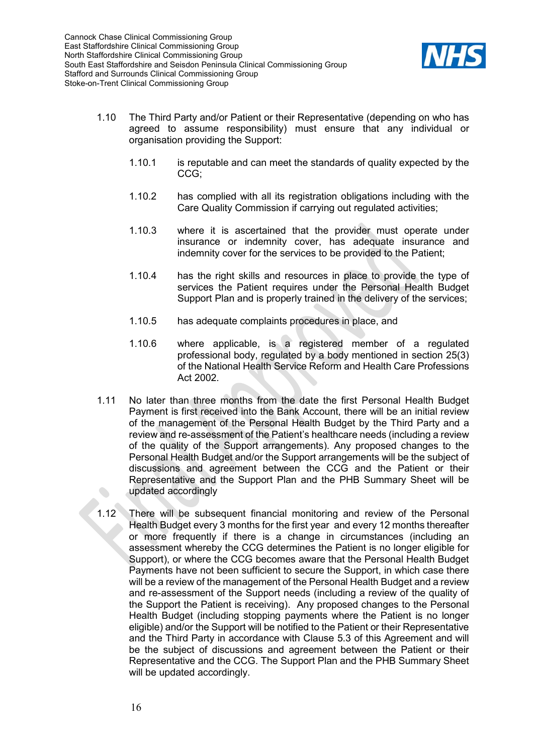1.10 The Third Party and/or Patient or their Representative (depending on who has agreed to assume responsibility) must ensure that any individual or organisation providing the Support:

1.10.1 is reputable and can meet the standards of quality expected by the CCG;

1.10.2 has complied with all its registration obligations including with the Care Quality Commission if carrying out regulated activities;

1.10.3 where it is ascertained that the provider must operate under insurance or indemnity cover, has adequate insurance and indemnity cover for the services to be provided to the Patient;

1.10.4 has the right skills and resources in place to provide the type of services the Patient requires under the Personal Health Budget Support Plan and is properly trained in the delivery of the services;

1.10.5 has adequate complaints procedures in place, and

1.10.6 where applicable, is a registered member of a regulated professional body, regulated by a body mentioned in section 25(3) of the National Health Service Reform and Health Care Professions Act 2002.

1.11 No later than three months from the date the first Personal Health Budget Payment is first received into the Bank Account, there will be an initial review of the management of the Personal Health Budget by the Third Party and a review and re-assessment of the Patient's healthcare needs (including a review of the quality of the Support arrangements). Any proposed changes to the Personal Health Budget and/or the Support arrangements will be the subject of discussions and agreement between the CCG and the Patient or their Representative and the Support Plan and the PHB Summary Sheet will be updated accordingly

1.12 There will be subsequent financial monitoring and review of the Personal Health Budget every 3 months for the first year and every 12 months thereafter or more frequently if there is a change in circumstances (including an assessment whereby the CCG determines the Patient is no longer eligible for Support), or where the CCG becomes aware that the Personal Health Budget Payments have not been sufficient to secure the Support, in which case there will be a review of the management of the Personal Health Budget and a review and re-assessment of the Support needs (including a review of the quality of the Support the Patient is receiving). Any proposed changes to the Personal Health Budget (including stopping payments where the Patient is no longer eligible) and/or the Support will be notified to the Patient or their Representative and the Third Party in accordance with Clause 5.3 of this Agreement and will be the subject of discussions and agreement between the Patient or their Representative and the CCG. The Support Plan and the PHB Summary Sheet will be updated accordingly.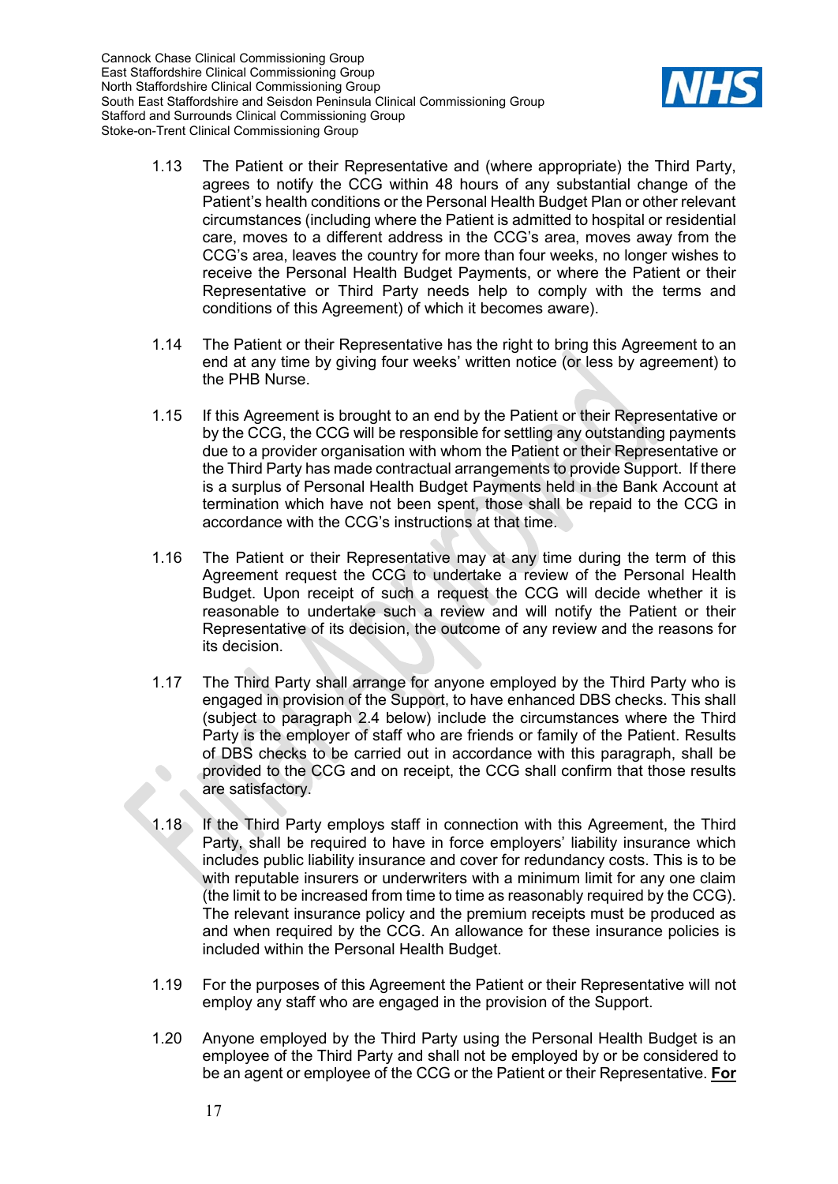1.13 The Patient or their Representative and (where appropriate) the Third Party, agrees to notify the CCG within 48 hours of any substantial change of the Patient's health conditions or the Personal Health Budget Plan or other relevant circumstances (including where the Patient is admitted to hospital or residential care, moves to a different address in the CCG's area, moves away from the CCG's area, leaves the country for more than four weeks, no longer wishes to receive the Personal Health Budget Payments, or where the Patient or their Representative or Third Party needs help to comply with the terms and conditions of this Agreement) of which it becomes aware).

1.14 The Patient or their Representative has the right to bring this Agreement to an end at any time by giving four weeks' written notice (or less by agreement) to the PHB Nurse.

1.15 If this Agreement is brought to an end by the Patient or their Representative or by the CCG, the CCG will be responsible for settling any outstanding payments due to a provider organisation with whom the Patient or their Representative or the Third Party has made contractual arrangements to provide Support. If there is a surplus of Personal Health Budget Payments held in the Bank Account at termination which have not been spent, those shall be repaid to the CCG in accordance with the CCG's instructions at that time.

1.16 The Patient or their Representative may at any time during the term of this Agreement request the CCG to undertake a review of the Personal Health Budget. Upon receipt of such a request the CCG will decide whether it is reasonable to undertake such a review and will notify the Patient or their Representative of its decision, the outcome of any review and the reasons for its decision.

1.17 The Third Party shall arrange for anyone employed by the Third Party who is engaged in provision of the Support, to have enhanced DBS checks. This shall (subject to paragraph 2.4 below) include the circumstances where the Third Party is the employer of staff who are friends or family of the Patient. Results of DBS checks to be carried out in accordance with this paragraph, shall be provided to the CCG and on receipt, the CCG shall confirm that those results are satisfactory.

1.18 If the Third Party employs staff in connection with this Agreement, the Third Party, shall be required to have in force employers' liability insurance which includes public liability insurance and cover for redundancy costs. This is to be with reputable insurers or underwriters with a minimum limit for any one claim (the limit to be increased from time to time as reasonably required by the CCG). The relevant insurance policy and the premium receipts must be produced as and when required by the CCG. An allowance for these insurance policies is included within the Personal Health Budget.

1.19 For the purposes of this Agreement the Patient or their Representative will not employ any staff who are engaged in the provision of the Support.

1.20 Anyone employed by the Third Party using the Personal Health Budget is an employee of the Third Party and shall not be employed by or be considered to be an agent or employee of the CCG or the Patient or their Representative. **For**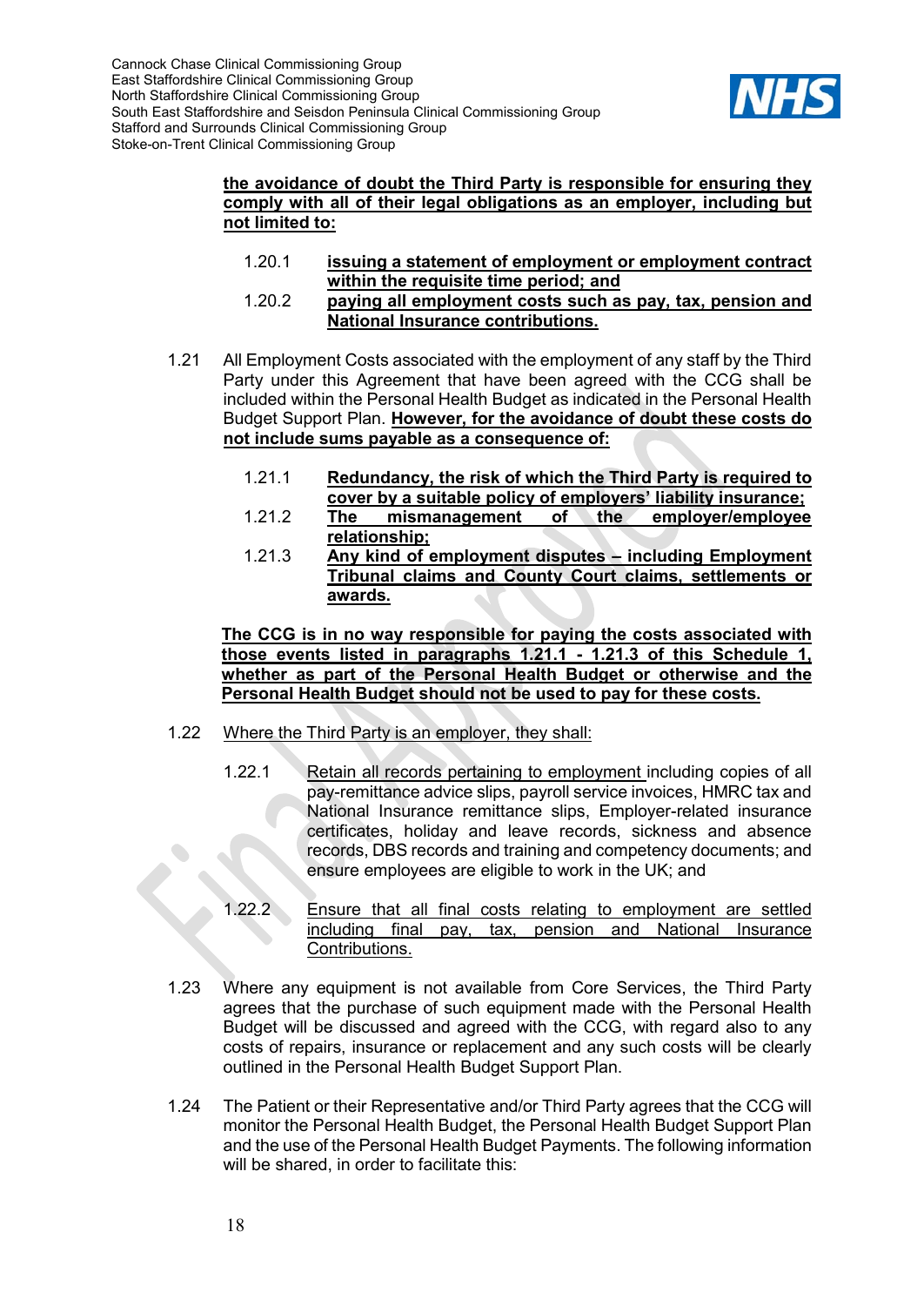**the avoidance of doubt the Third Party is responsible for ensuring they comply with all of their legal obligations as an employer, including but not limited to:**

1.20.1 **issuing a statement of employment or employment contract within the requisite time period; and**

1.20.2 **paying all employment costs such as pay, tax, pension and National Insurance contributions.**

1.21 All Employment Costs associated with the employment of any staff by the Third Party under this Agreement that have been agreed with the CCG shall be included within the Personal Health Budget as indicated in the Personal Health Budget Support Plan. **However, for the avoidance of doubt these costs do not include sums payable as a consequence of:**

1.21.1 **Redundancy, the risk of which the Third Party is required to cover by a suitable policy of employers' liability insurance;**

1.21.2 **The mismanagement of the employer/employee relationship;**

1.21.3 **Any kind of employment disputes – including Employment Tribunal claims and County Court claims, settlements or awards.**

**The CCG is in no way responsible for paying the costs associated with those events listed in paragraphs 1.21.1 - 1.21.3 of this Schedule 1, whether as part of the Personal Health Budget or otherwise and the Personal Health Budget should not be used to pay for these costs.**

1.22 Where the Third Party is an employer, they shall:

1.22.1 Retain all records pertaining to employment including copies of all pay-remittance advice slips, payroll service invoices, HMRC tax and National Insurance remittance slips, Employer-related insurance certificates, holiday and leave records, sickness and absence records, DBS records and training and competency documents; and ensure employees are eligible to work in the UK; and

1.22.2 Ensure that all final costs relating to employment are settled including final pay, tax, pension and National Insurance Contributions.

1.23 Where any equipment is not available from Core Services, the Third Party agrees that the purchase of such equipment made with the Personal Health Budget will be discussed and agreed with the CCG, with regard also to any costs of repairs, insurance or replacement and any such costs will be clearly outlined in the Personal Health Budget Support Plan.

1.24 The Patient or their Representative and/or Third Party agrees that the CCG will monitor the Personal Health Budget, the Personal Health Budget Support Plan and the use of the Personal Health Budget Payments. The following information will be shared, in order to facilitate this: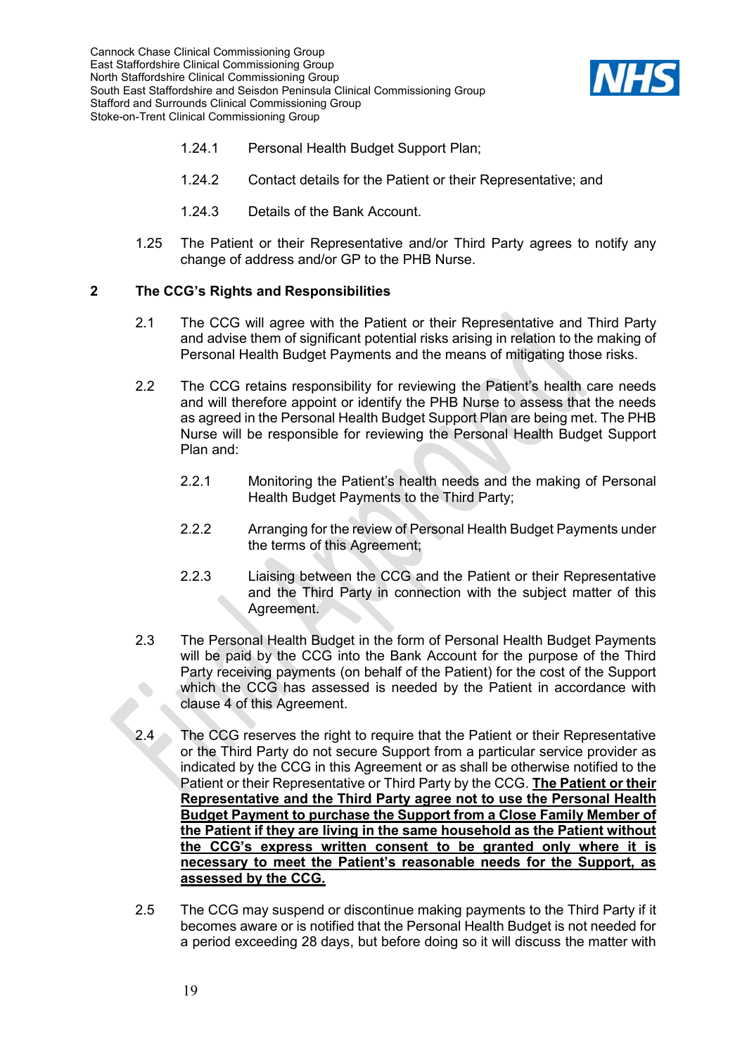1.24.1 Personal Health Budget Support Plan;

1.24.2 Contact details for the Patient or their Representative; and

1.24.3 Details of the Bank Account.

1.25 The Patient or their Representative and/or Third Party agrees to notify any change of address and/or GP to the PHB Nurse.

## 2 The CCG's Rights and Responsibilities

2.1 The CCG will agree with the Patient or their Representative and Third Party and advise them of significant potential risks arising in relation to the making of Personal Health Budget Payments and the means of mitigating those risks.

2.2 The CCG retains responsibility for reviewing the Patient's health care needs and will therefore appoint or identify the PHB Nurse to assess that the needs as agreed in the Personal Health Budget Support Plan are being met. The PHB Nurse will be responsible for reviewing the Personal Health Budget Support Plan and:

2.2.1 Monitoring the Patient's health needs and the making of Personal Health Budget Payments to the Third Party;

2.2.2 Arranging for the review of Personal Health Budget Payments under the terms of this Agreement;

2.2.3 Liaising between the CCG and the Patient or their Representative and the Third Party in connection with the subject matter of this Agreement.

2.3 The Personal Health Budget in the form of Personal Health Budget Payments will be paid by the CCG into the Bank Account for the purpose of the Third Party receiving payments (on behalf of the Patient) for the cost of the Support which the CCG has assessed is needed by the Patient in accordance with clause 4 of this Agreement.

2.4 The CCG reserves the right to require that the Patient or their Representative or the Third Party do not secure Support from a particular service provider as indicated by the CCG in this Agreement or as shall be otherwise notified to the Patient or their Representative or Third Party by the CCG. **The Patient or their Representative and the Third Party agree not to use the Personal Health Budget Payment to purchase the Support from a Close Family Member of the Patient if they are living in the same household as the Patient without the CCG's express written consent to be granted only where it is necessary to meet the Patient's reasonable needs for the Support, as assessed by the CCG.**

2.5 The CCG may suspend or discontinue making payments to the Third Party if it becomes aware or is notified that the Personal Health Budget is not needed for a period exceeding 28 days, but before doing so it will discuss the matter with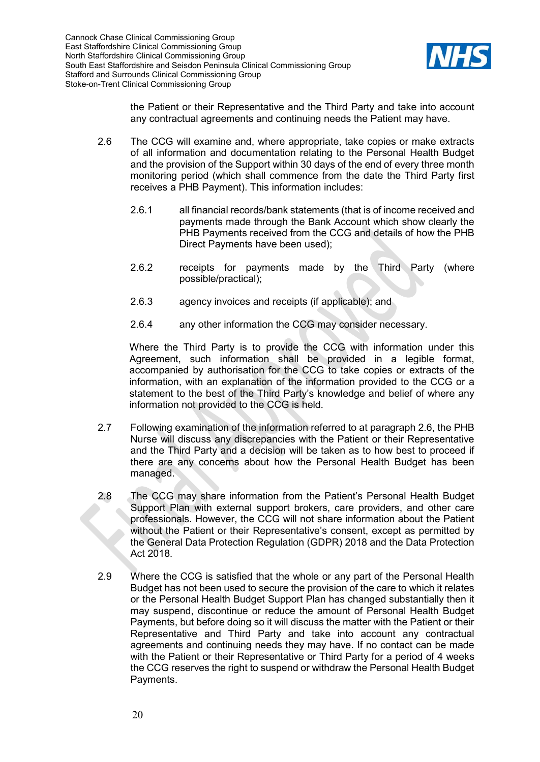the Patient or their Representative and the Third Party and take into account any contractual agreements and continuing needs the Patient may have.

2.6 The CCG will examine and, where appropriate, take copies or make extracts of all information and documentation relating to the Personal Health Budget and the provision of the Support within 30 days of the end of every three month monitoring period (which shall commence from the date the Third Party first receives a PHB Payment). This information includes:

2.6.1 all financial records/bank statements (that is of income received and payments made through the Bank Account which show clearly the PHB Payments received from the CCG and details of how the PHB Direct Payments have been used);

2.6.2 receipts for payments made by the Third Party (where possible/practical);

2.6.3 agency invoices and receipts (if applicable); and

2.6.4 any other information the CCG may consider necessary.

Where the Third Party is to provide the CCG with information under this Agreement, such information shall be provided in a legible format, accompanied by authorisation for the CCG to take copies or extracts of the information, with an explanation of the information provided to the CCG or a statement to the best of the Third Party's knowledge and belief of where any information not provided to the CCG is held.

2.7 Following examination of the information referred to at paragraph 2.6, the PHB Nurse will discuss any discrepancies with the Patient or their Representative and the Third Party and a decision will be taken as to how best to proceed if there are any concerns about how the Personal Health Budget has been managed.

2.8 The CCG may share information from the Patient's Personal Health Budget Support Plan with external support brokers, care providers, and other care professionals. However, the CCG will not share information about the Patient without the Patient or their Representative's consent, except as permitted by the General Data Protection Regulation (GDPR) 2018 and the Data Protection Act 2018.

2.9 Where the CCG is satisfied that the whole or any part of the Personal Health Budget has not been used to secure the provision of the care to which it relates or the Personal Health Budget Support Plan has changed substantially then it may suspend, discontinue or reduce the amount of Personal Health Budget Payments, but before doing so it will discuss the matter with the Patient or their Representative and Third Party and take into account any contractual agreements and continuing needs they may have. If no contact can be made with the Patient or their Representative or Third Party for a period of 4 weeks the CCG reserves the right to suspend or withdraw the Personal Health Budget Payments.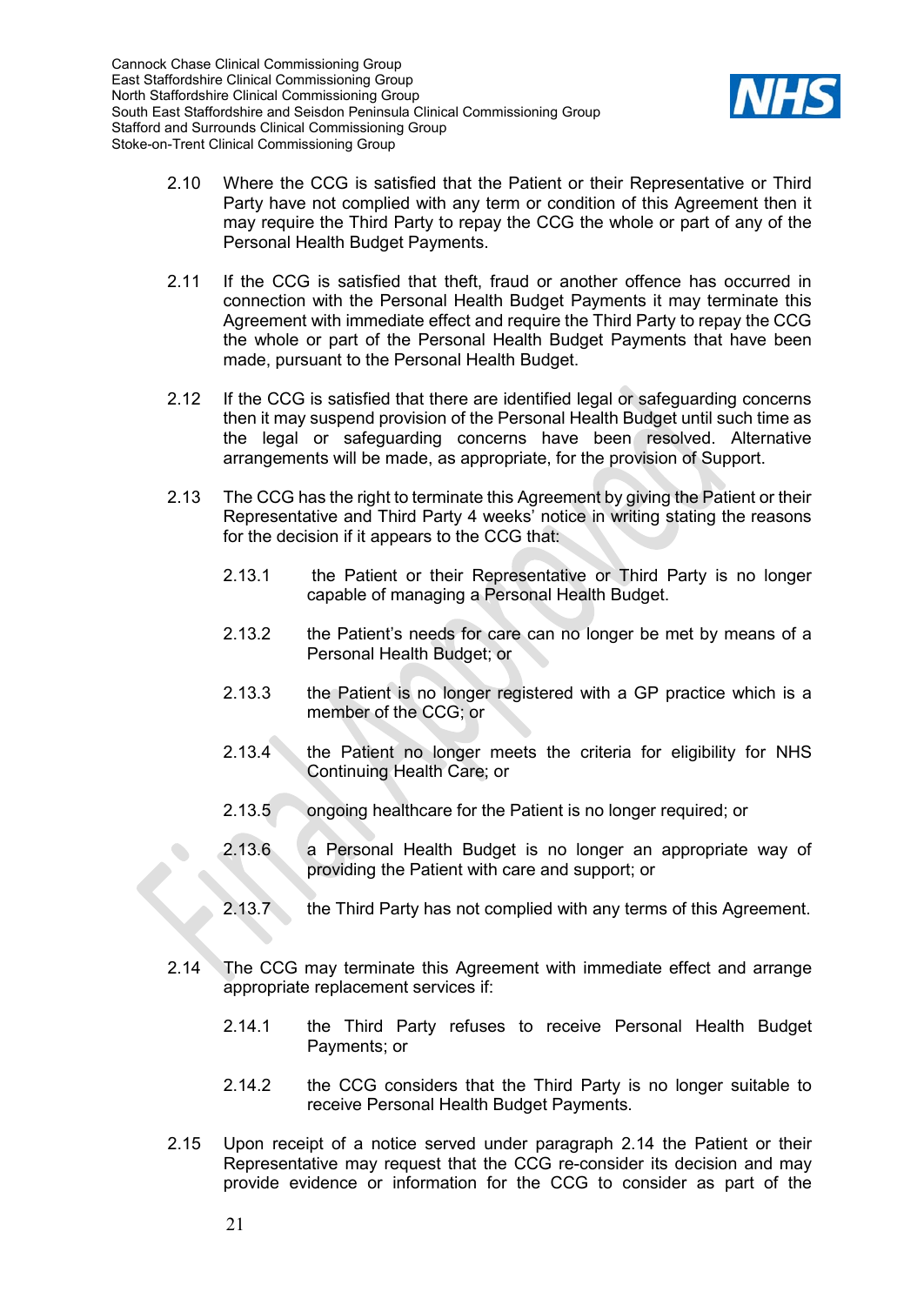2.10 Where the CCG is satisfied that the Patient or their Representative or Third Party have not complied with any term or condition of this Agreement then it may require the Third Party to repay the CCG the whole or part of any of the Personal Health Budget Payments.

2.11 If the CCG is satisfied that theft, fraud or another offence has occurred in connection with the Personal Health Budget Payments it may terminate this Agreement with immediate effect and require the Third Party to repay the CCG the whole or part of the Personal Health Budget Payments that have been made, pursuant to the Personal Health Budget.

2.12 If the CCG is satisfied that there are identified legal or safeguarding concerns then it may suspend provision of the Personal Health Budget until such time as the legal or safeguarding concerns have been resolved. Alternative arrangements will be made, as appropriate, for the provision of Support.

2.13 The CCG has the right to terminate this Agreement by giving the Patient or their Representative and Third Party 4 weeks' notice in writing stating the reasons for the decision if it appears to the CCG that:

2.13.1 the Patient or their Representative or Third Party is no longer capable of managing a Personal Health Budget.

2.13.2 the Patient's needs for care can no longer be met by means of a Personal Health Budget; or

2.13.3 the Patient is no longer registered with a GP practice which is a member of the CCG; or

2.13.4 the Patient no longer meets the criteria for eligibility for NHS Continuing Health Care; or

2.13.5 ongoing healthcare for the Patient is no longer required; or

2.13.6 a Personal Health Budget is no longer an appropriate way of providing the Patient with care and support; or

2.13.7 the Third Party has not complied with any terms of this Agreement.

2.14 The CCG may terminate this Agreement with immediate effect and arrange appropriate replacement services if:

2.14.1 the Third Party refuses to receive Personal Health Budget Payments; or

2.14.2 the CCG considers that the Third Party is no longer suitable to receive Personal Health Budget Payments.

2.15 Upon receipt of a notice served under paragraph 2.14 the Patient or their Representative may request that the CCG re-consider its decision and may provide evidence or information for the CCG to consider as part of the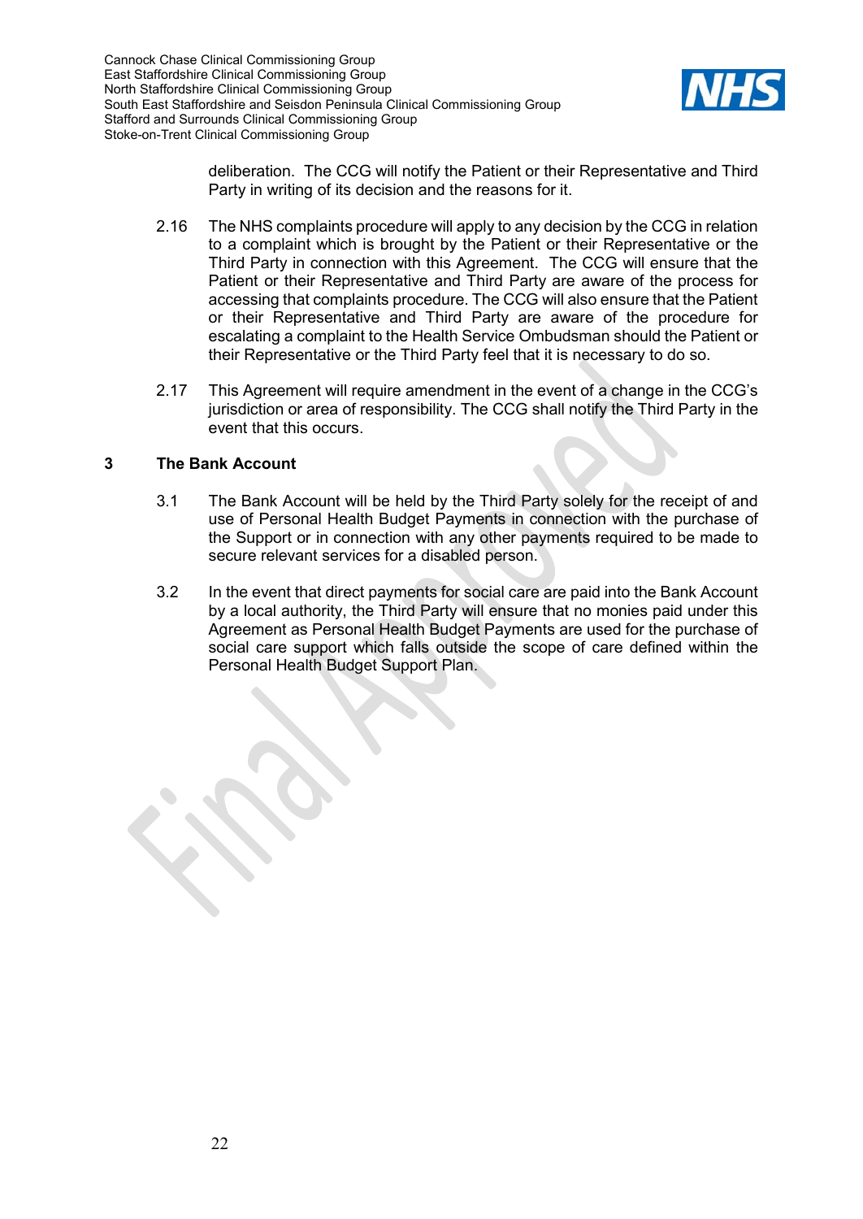deliberation. The CCG will notify the Patient or their Representative and Third Party in writing of its decision and the reasons for it.

2.16 The NHS complaints procedure will apply to any decision by the CCG in relation to a complaint which is brought by the Patient or their Representative or the Third Party in connection with this Agreement. The CCG will ensure that the Patient or their Representative and Third Party are aware of the process for accessing that complaints procedure. The CCG will also ensure that the Patient or their Representative and Third Party are aware of the procedure for escalating a complaint to the Health Service Ombudsman should the Patient or their Representative or the Third Party feel that it is necessary to do so.

2.17 This Agreement will require amendment in the event of a change in the CCG's jurisdiction or area of responsibility. The CCG shall notify the Third Party in the event that this occurs.

## 3 The Bank Account

3.1 The Bank Account will be held by the Third Party solely for the receipt of and use of Personal Health Budget Payments in connection with the purchase of the Support or in connection with any other payments required to be made to secure relevant services for a disabled person.

3.2 In the event that direct payments for social care are paid into the Bank Account by a local authority, the Third Party will ensure that no monies paid under this Agreement as Personal Health Budget Payments are used for the purchase of social care support which falls outside the scope of care defined within the Personal Health Budget Support Plan.